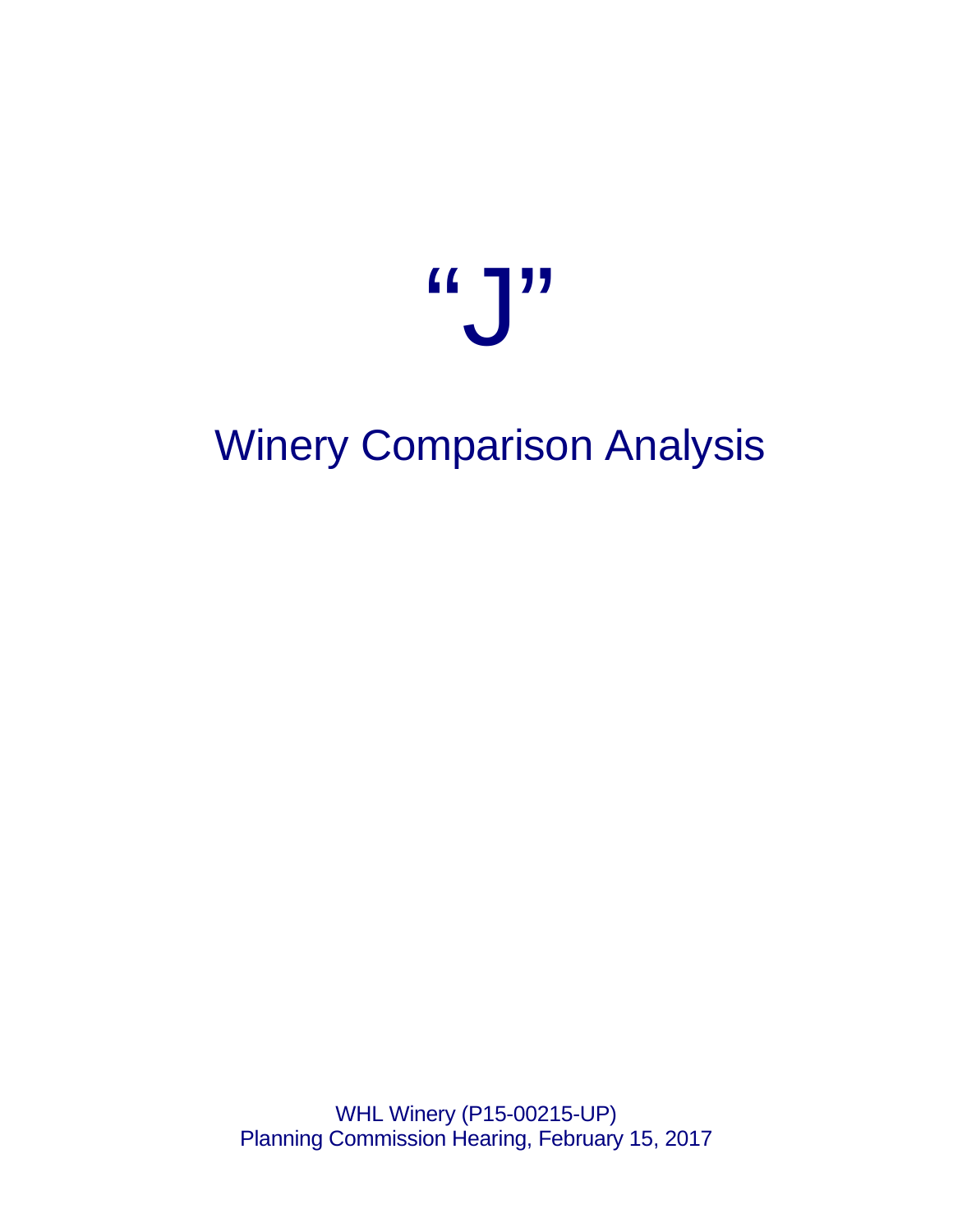# "J"

## Winery Comparison Analysis

WHL Winery (P15-00215-UP)
Planning Commission Hearing, February 15, 2017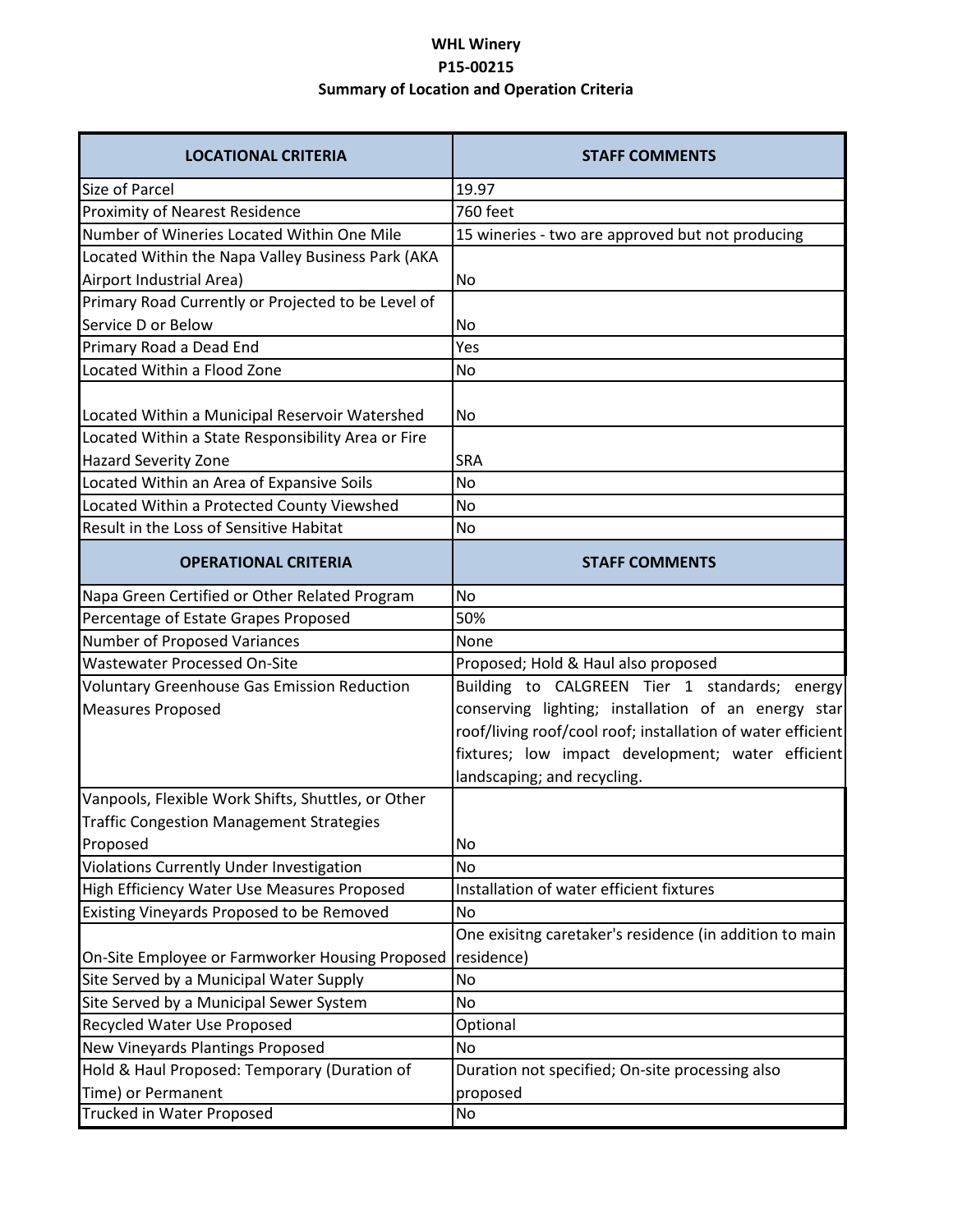**WHL Winery**
**P15-00215**
**Summary of Location and Operation Criteria**

| LOCATIONAL CRITERIA | STAFF COMMENTS |
|---|---|
| Size of Parcel | 19.97 |
| Proximity of Nearest Residence | 760 feet |
| Number of Wineries Located Within One Mile | 15 wineries - two are approved but not producing |
| Located Within the Napa Valley Business Park (AKA Airport Industrial Area) | No |
| Primary Road Currently or Projected to be Level of Service D or Below | No |
| Primary Road a Dead End | Yes |
| Located Within a Flood Zone | No |
| Located Within a Municipal Reservoir Watershed | No |
| Located Within a State Responsibility Area or Fire Hazard Severity Zone | SRA |
| Located Within an Area of Expansive Soils | No |
| Located Within a Protected County Viewshed | No |
| Result in the Loss of Sensitive Habitat | No |
| **OPERATIONAL CRITERIA** | **STAFF COMMENTS** |
| Napa Green Certified or Other Related Program | No |
| Percentage of Estate Grapes Proposed | 50% |
| Number of Proposed Variances | None |
| Wastewater Processed On-Site | Proposed; Hold & Haul also proposed |
| Voluntary Greenhouse Gas Emission Reduction Measures Proposed | Building to CALGREEN Tier 1 standards; energy conserving lighting; installation of an energy star roof/living roof/cool roof; installation of water efficient fixtures; low impact development; water efficient landscaping; and recycling. |
| Vanpools, Flexible Work Shifts, Shuttles, or Other Traffic Congestion Management Strategies Proposed | No |
| Violations Currently Under Investigation | No |
| High Efficiency Water Use Measures Proposed | Installation of water efficient fixtures |
| Existing Vineyards Proposed to be Removed | No |
| On-Site Employee or Farmworker Housing Proposed | One exisitng caretaker's residence (in addition to main residence) |
| Site Served by a Municipal Water Supply | No |
| Site Served by a Municipal Sewer System | No |
| Recycled Water Use Proposed | Optional |
| New Vineyards Plantings Proposed | No |
| Hold & Haul Proposed: Temporary (Duration of Time) or Permanent | Duration not specified; On-site processing also proposed |
| Trucked in Water Proposed | No |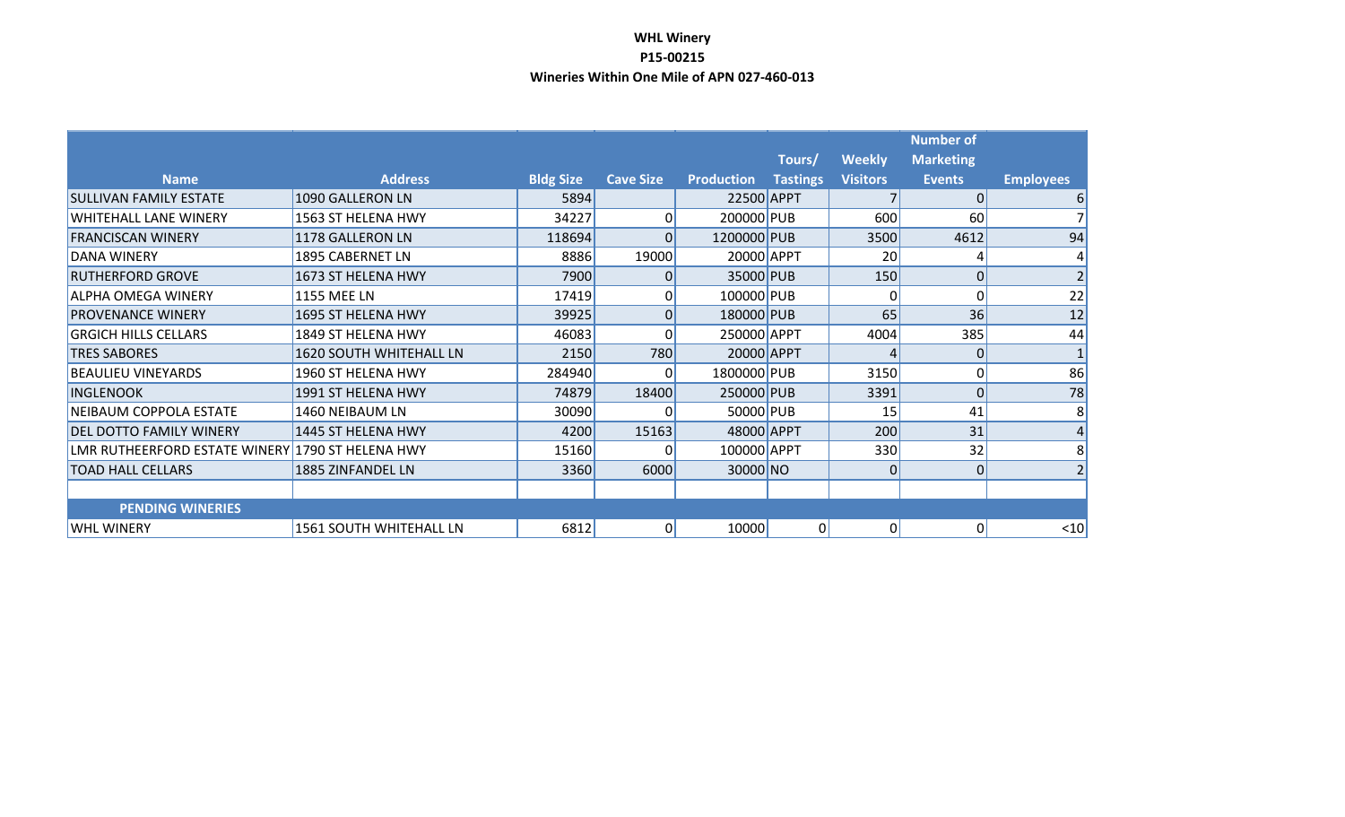**WHL Winery**

**P15-00215**

**Wineries Within One Mile of APN 027-460-013**

| Name | Address | Bldg Size | Cave Size | Production | Tours/ Tastings | Weekly Visitors | Number of Marketing Events | Employees |
|---|---|---|---|---|---|---|---|---|
| SULLIVAN FAMILY ESTATE | 1090 GALLERON LN | 5894 | | 22500 | APPT | 7 | 0 | 6 |
| WHITEHALL LANE WINERY | 1563 ST HELENA HWY | 34227 | 0 | 200000 | PUB | 600 | 60 | 7 |
| FRANCISCAN WINERY | 1178 GALLERON LN | 118694 | 0 | 1200000 | PUB | 3500 | 4612 | 94 |
| DANA WINERY | 1895 CABERNET LN | 8886 | 19000 | 20000 | APPT | 20 | 4 | 4 |
| RUTHERFORD GROVE | 1673 ST HELENA HWY | 7900 | 0 | 35000 | PUB | 150 | 0 | 2 |
| ALPHA OMEGA WINERY | 1155 MEE LN | 17419 | 0 | 100000 | PUB | 0 | 0 | 22 |
| PROVENANCE WINERY | 1695 ST HELENA HWY | 39925 | 0 | 180000 | PUB | 65 | 36 | 12 |
| GRGICH HILLS CELLARS | 1849 ST HELENA HWY | 46083 | 0 | 250000 | APPT | 4004 | 385 | 44 |
| TRES SABORES | 1620 SOUTH WHITEHALL LN | 2150 | 780 | 20000 | APPT | 4 | 0 | 1 |
| BEAULIEU VINEYARDS | 1960 ST HELENA HWY | 284940 | 0 | 1800000 | PUB | 3150 | 0 | 86 |
| INGLENOOK | 1991 ST HELENA HWY | 74879 | 18400 | 250000 | PUB | 3391 | 0 | 78 |
| NEIBAUM COPPOLA ESTATE | 1460 NEIBAUM LN | 30090 | 0 | 50000 | PUB | 15 | 41 | 8 |
| DEL DOTTO FAMILY WINERY | 1445 ST HELENA HWY | 4200 | 15163 | 48000 | APPT | 200 | 31 | 4 |
| LMR RUTHEERFORD ESTATE WINERY | 1790 ST HELENA HWY | 15160 | 0 | 100000 | APPT | 330 | 32 | 8 |
| TOAD HALL CELLARS | 1885 ZINFANDEL LN | 3360 | 6000 | 30000 | NO | 0 | 0 | 2 |
| | | | | | | | | |
| **PENDING WINERIES** | | | | | | | | |
| WHL WINERY | 1561 SOUTH WHITEHALL LN | 6812 | 0 | 10000 | 0 | 0 | 0 | <10 |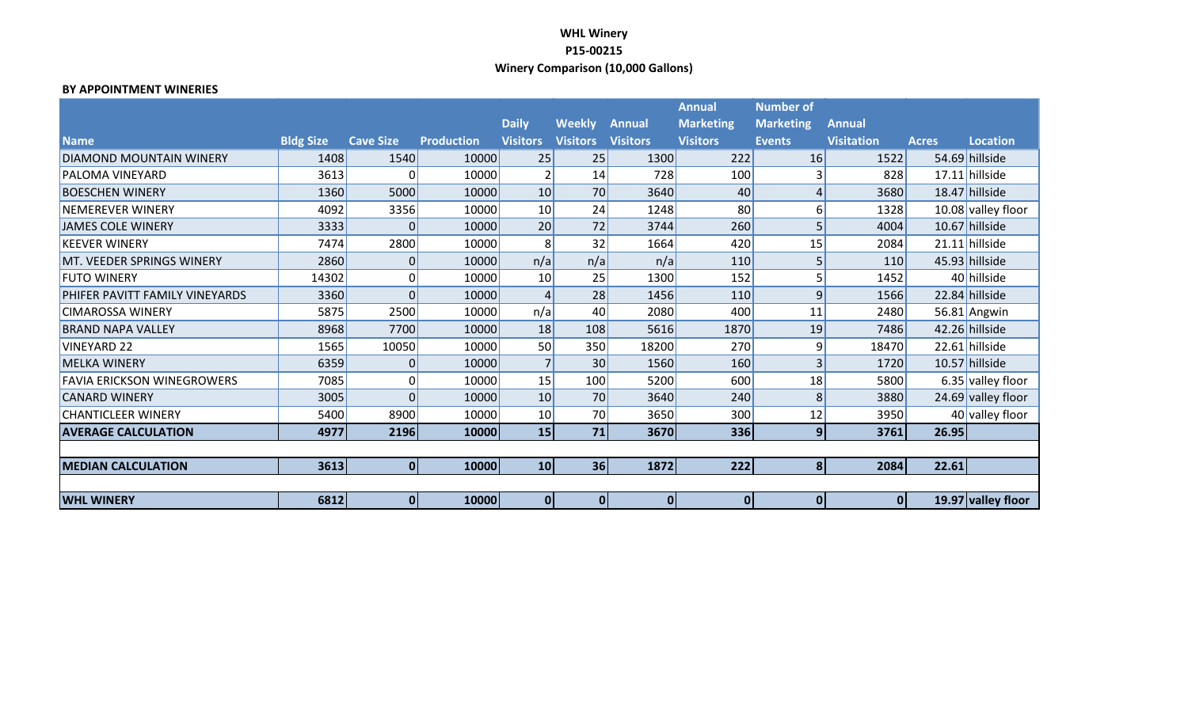**WHL Winery**

**P15-00215**

**Winery Comparison (10,000 Gallons)**

**BY APPOINTMENT WINERIES**

| Name | Bldg Size | Cave Size | Production | Daily Visitors | Weekly Visitors | Annual Visitors | Annual Marketing Visitors | Number of Marketing Events | Annual Visitation | Acres | Location |
|---|---|---|---|---|---|---|---|---|---|---|---|
| DIAMOND MOUNTAIN WINERY | 1408 | 1540 | 10000 | 25 | 25 | 1300 | 222 | 16 | 1522 | 54.69 | hillside |
| PALOMA VINEYARD | 3613 | 0 | 10000 | 2 | 14 | 728 | 100 | 3 | 828 | 17.11 | hillside |
| BOESCHEN WINERY | 1360 | 5000 | 10000 | 10 | 70 | 3640 | 40 | 4 | 3680 | 18.47 | hillside |
| NEMEREVER WINERY | 4092 | 3356 | 10000 | 10 | 24 | 1248 | 80 | 6 | 1328 | 10.08 | valley floor |
| JAMES COLE WINERY | 3333 | 0 | 10000 | 20 | 72 | 3744 | 260 | 5 | 4004 | 10.67 | hillside |
| KEEVER WINERY | 7474 | 2800 | 10000 | 8 | 32 | 1664 | 420 | 15 | 2084 | 21.11 | hillside |
| MT. VEEDER SPRINGS WINERY | 2860 | 0 | 10000 | n/a | n/a | n/a | 110 | 5 | 110 | 45.93 | hillside |
| FUTO WINERY | 14302 | 0 | 10000 | 10 | 25 | 1300 | 152 | 5 | 1452 | 40 | hillside |
| PHIFER PAVITT FAMILY VINEYARDS | 3360 | 0 | 10000 | 4 | 28 | 1456 | 110 | 9 | 1566 | 22.84 | hillside |
| CIMAROSSA WINERY | 5875 | 2500 | 10000 | n/a | 40 | 2080 | 400 | 11 | 2480 | 56.81 | Angwin |
| BRAND NAPA VALLEY | 8968 | 7700 | 10000 | 18 | 108 | 5616 | 1870 | 19 | 7486 | 42.26 | hillside |
| VINEYARD 22 | 1565 | 10050 | 10000 | 50 | 350 | 18200 | 270 | 9 | 18470 | 22.61 | hillside |
| MELKA WINERY | 6359 | 0 | 10000 | 7 | 30 | 1560 | 160 | 3 | 1720 | 10.57 | hillside |
| FAVIA ERICKSON WINEGROWERS | 7085 | 0 | 10000 | 15 | 100 | 5200 | 600 | 18 | 5800 | 6.35 | valley floor |
| CANARD WINERY | 3005 | 0 | 10000 | 10 | 70 | 3640 | 240 | 8 | 3880 | 24.69 | valley floor |
| CHANTICLEER WINERY | 5400 | 8900 | 10000 | 10 | 70 | 3650 | 300 | 12 | 3950 | 40 | valley floor |
| **AVERAGE CALCULATION** | **4977** | **2196** | **10000** | **15** | **71** | **3670** | **336** | **9** | **3761** | **26.95** | |
| | | | | | | | | | | | |
| **MEDIAN CALCULATION** | **3613** | **0** | **10000** | **10** | **36** | **1872** | **222** | **8** | **2084** | **22.61** | |
| | | | | | | | | | | | |
| **WHL WINERY** | **6812** | **0** | **10000** | **0** | **0** | **0** | **0** | **0** | **0** | **19.97** | **valley floor** |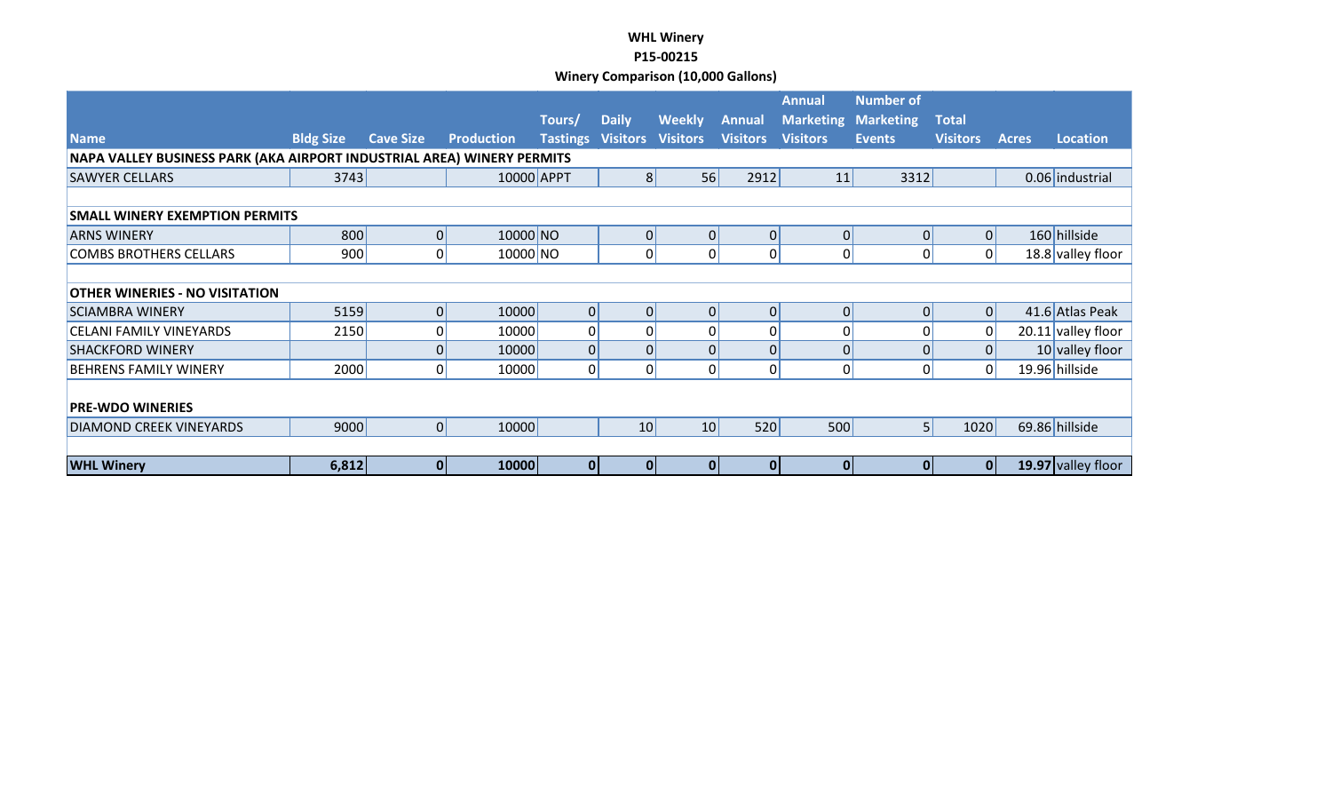# WHL Winery

## P15-00215

## Winery Comparison (10,000 Gallons)

| Name | Bldg Size | Cave Size | Production | Tours/ Tastings | Daily Visitors | Weekly Visitors | Annual Visitors | Annual Marketing Visitors | Number of Marketing Events | Total Visitors | Acres | Location |
|---|---|---|---|---|---|---|---|---|---|---|---|---|
| **NAPA VALLEY BUSINESS PARK (AKA AIRPORT INDUSTRIAL AREA) WINERY PERMITS** | | | | | | | | | | | | |
| SAWYER CELLARS | 3743 | | 10000 | APPT | 8 | 56 | 2912 | 11 | 3312 | | 0.06 | industrial |
| | | | | | | | | | | | | |
| **SMALL WINERY EXEMPTION PERMITS** | | | | | | | | | | | | |
| ARNS WINERY | 800 | 0 | 10000 | NO | 0 | 0 | 0 | 0 | 0 | 0 | 160 | hillside |
| COMBS BROTHERS CELLARS | 900 | 0 | 10000 | NO | 0 | 0 | 0 | 0 | 0 | 0 | 18.8 | valley floor |
| | | | | | | | | | | | | |
| **OTHER WINERIES - NO VISITATION** | | | | | | | | | | | | |
| SCIAMBRA WINERY | 5159 | 0 | 10000 | 0 | 0 | 0 | 0 | 0 | 0 | 0 | 41.6 | Atlas Peak |
| CELANI FAMILY VINEYARDS | 2150 | 0 | 10000 | 0 | 0 | 0 | 0 | 0 | 0 | 0 | 20.11 | valley floor |
| SHACKFORD WINERY | | 0 | 10000 | 0 | 0 | 0 | 0 | 0 | 0 | 0 | 10 | valley floor |
| BEHRENS FAMILY WINERY | 2000 | 0 | 10000 | 0 | 0 | 0 | 0 | 0 | 0 | 0 | 19.96 | hillside |
| | | | | | | | | | | | | |
| **PRE-WDO WINERIES** | | | | | | | | | | | | |
| DIAMOND CREEK VINEYARDS | 9000 | 0 | 10000 | | 10 | 10 | 520 | 500 | 5 | 1020 | 69.86 | hillside |
| | | | | | | | | | | | | |
| **WHL Winery** | **6,812** | **0** | **10000** | **0** | **0** | **0** | **0** | **0** | **0** | **0** | **19.97** | valley floor |